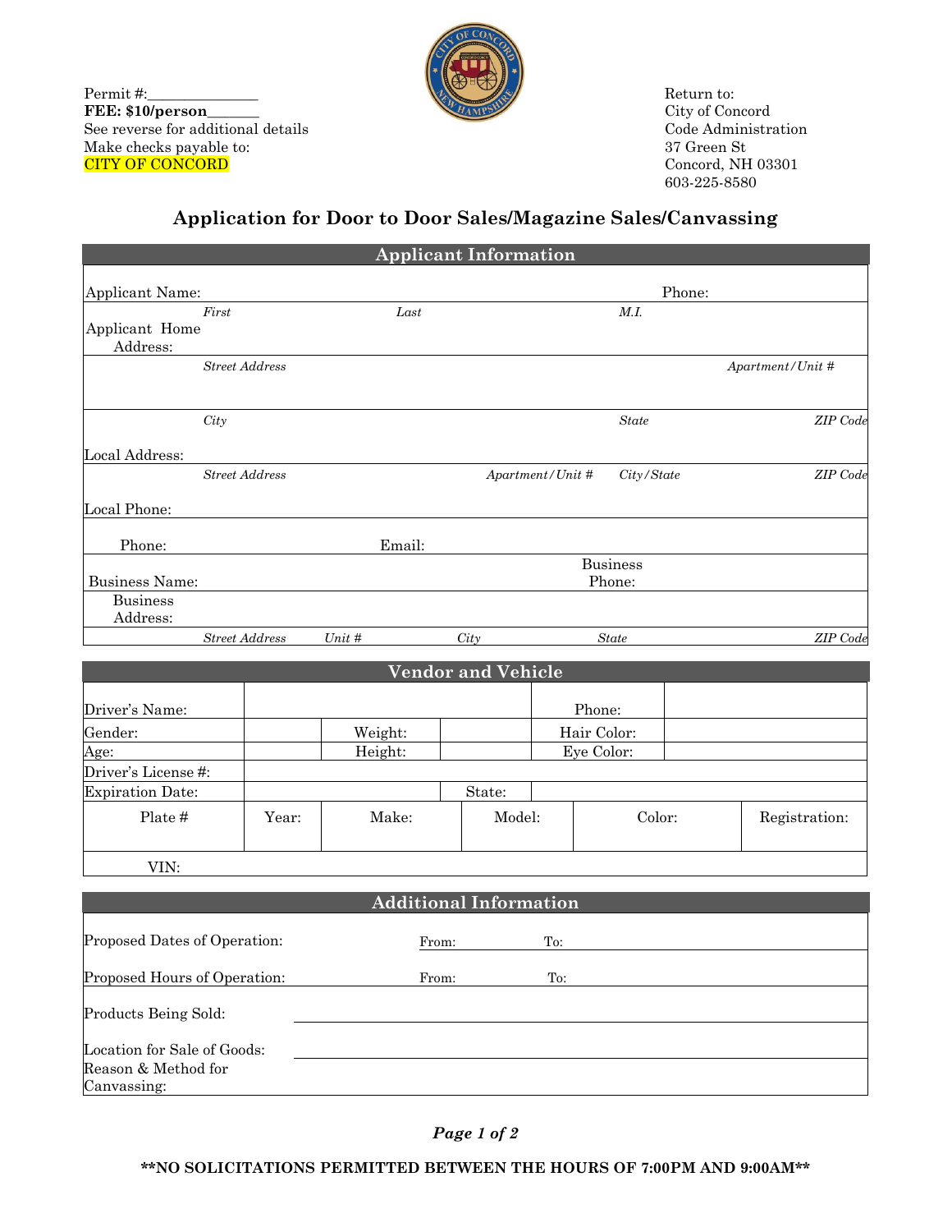Permit #:______________
**FEE: $10/person**_______
See reverse for additional details
Make checks payable to:
CITY OF CONCORD

Return to:
City of Concord
Code Administration
37 Green St
Concord, NH 03301
603-225-8580

# Application for Door to Door Sales/Magazine Sales/Canvassing

## Applicant Information

Applicant Name: _______________ Phone: _______________
*First* *Last* *M.I.*

Applicant Home Address: _______________
*Street Address* *Apartment/Unit #*

_______________
*City* *State* *ZIP Code*

Local Address: _______________
*Street Address* *Apartment/Unit #* *City/State* *ZIP Code*

Local Phone: _______________

Phone: _______________ Email: _______________

Business Name: _______________ Business Phone: _______________

Business Address: _______________
*Street Address* *Unit #* *City* *State* *ZIP Code*

## Vendor and Vehicle

| Driver's Name: | | | | Phone: | |
|---|---|---|---|---|---|
| Gender: | | Weight: | | Hair Color: | |
| Age: | | Height: | | Eye Color: | |
| Driver's License #: | | | | | |
| Expiration Date: | | State: | | | |

| Plate # | Year: | Make: | Model: | Color: | Registration: |
|---|---|---|---|---|---|
| | | | | | |

VIN: _______________

## Additional Information

Proposed Dates of Operation: From: _______ To: _______

Proposed Hours of Operation: From: _______ To: _______

Products Being Sold: _______________

Location for Sale of Goods: _______________

Reason & Method for Canvassing: _______________

**\*\*NO SOLICITATIONS PERMITTED BETWEEN THE HOURS OF 7:00PM AND 9:00AM\*\***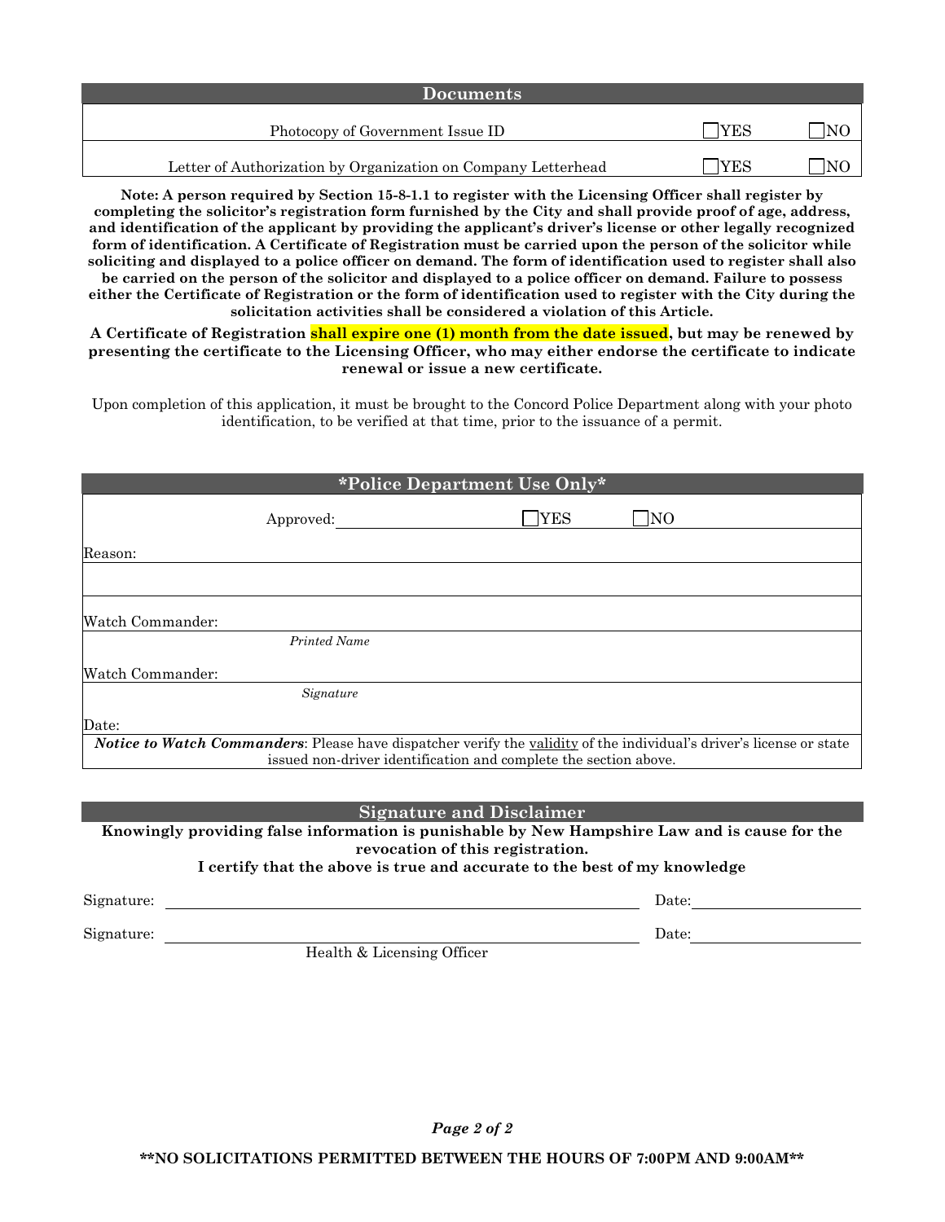## Documents

| | | |
|---|---|---|
| Photocopy of Government Issue ID | ☐YES | ☐NO |
| Letter of Authorization by Organization on Company Letterhead | ☐YES | ☐NO |

**Note: A person required by Section 15-8-1.1 to register with the Licensing Officer shall register by completing the solicitor's registration form furnished by the City and shall provide proof of age, address, and identification of the applicant by providing the applicant's driver's license or other legally recognized form of identification. A Certificate of Registration must be carried upon the person of the solicitor while soliciting and displayed to a police officer on demand. The form of identification used to register shall also be carried on the person of the solicitor and displayed to a police officer on demand. Failure to possess either the Certificate of Registration or the form of identification used to register with the City during the solicitation activities shall be considered a violation of this Article.**

**A Certificate of Registration shall expire one (1) month from the date issued, but may be renewed by presenting the certificate to the Licensing Officer, who may either endorse the certificate to indicate renewal or issue a new certificate.**

Upon completion of this application, it must be brought to the Concord Police Department along with your photo identification, to be verified at that time, prior to the issuance of a permit.

## *Police Department Use Only*

Approved: ________ ☐YES ☐NO

Reason:

Watch Commander: ________
*Printed Name*

Watch Commander: ________
*Signature*

Date:

***Notice to Watch Commanders***: Please have dispatcher verify the validity of the individual's driver's license or state issued non-driver identification and complete the section above.

## Signature and Disclaimer

**Knowingly providing false information is punishable by New Hampshire Law and is cause for the revocation of this registration.**

**I certify that the above is true and accurate to the best of my knowledge**

Signature: ________ Date: ________

Signature: ________ Date: ________
Health & Licensing Officer

**\*\*NO SOLICITATIONS PERMITTED BETWEEN THE HOURS OF 7:00PM AND 9:00AM\*\***